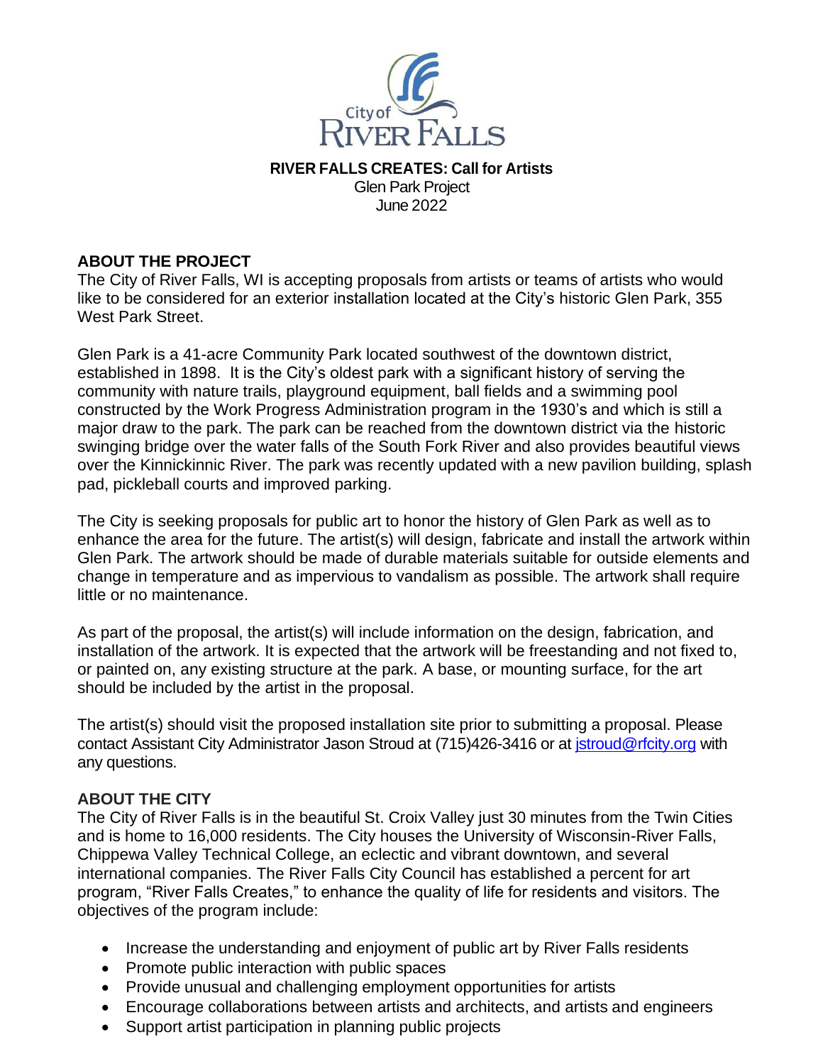City of RIVER FALLS

**RIVER FALLS CREATES: Call for Artists**
Glen Park Project
June 2022

## ABOUT THE PROJECT

The City of River Falls, WI is accepting proposals from artists or teams of artists who would like to be considered for an exterior installation located at the City's historic Glen Park, 355 West Park Street.

Glen Park is a 41-acre Community Park located southwest of the downtown district, established in 1898. It is the City's oldest park with a significant history of serving the community with nature trails, playground equipment, ball fields and a swimming pool constructed by the Work Progress Administration program in the 1930's and which is still a major draw to the park. The park can be reached from the downtown district via the historic swinging bridge over the water falls of the South Fork River and also provides beautiful views over the Kinnickinnic River. The park was recently updated with a new pavilion building, splash pad, pickleball courts and improved parking.

The City is seeking proposals for public art to honor the history of Glen Park as well as to enhance the area for the future. The artist(s) will design, fabricate and install the artwork within Glen Park. The artwork should be made of durable materials suitable for outside elements and change in temperature and as impervious to vandalism as possible. The artwork shall require little or no maintenance.

As part of the proposal, the artist(s) will include information on the design, fabrication, and installation of the artwork. It is expected that the artwork will be freestanding and not fixed to, or painted on, any existing structure at the park. A base, or mounting surface, for the art should be included by the artist in the proposal.

The artist(s) should visit the proposed installation site prior to submitting a proposal. Please contact Assistant City Administrator Jason Stroud at (715)426-3416 or at jstroud@rfcity.org with any questions.

## ABOUT THE CITY

The City of River Falls is in the beautiful St. Croix Valley just 30 minutes from the Twin Cities and is home to 16,000 residents. The City houses the University of Wisconsin-River Falls, Chippewa Valley Technical College, an eclectic and vibrant downtown, and several international companies. The River Falls City Council has established a percent for art program, "River Falls Creates," to enhance the quality of life for residents and visitors. The objectives of the program include:

- Increase the understanding and enjoyment of public art by River Falls residents
- Promote public interaction with public spaces
- Provide unusual and challenging employment opportunities for artists
- Encourage collaborations between artists and architects, and artists and engineers
- Support artist participation in planning public projects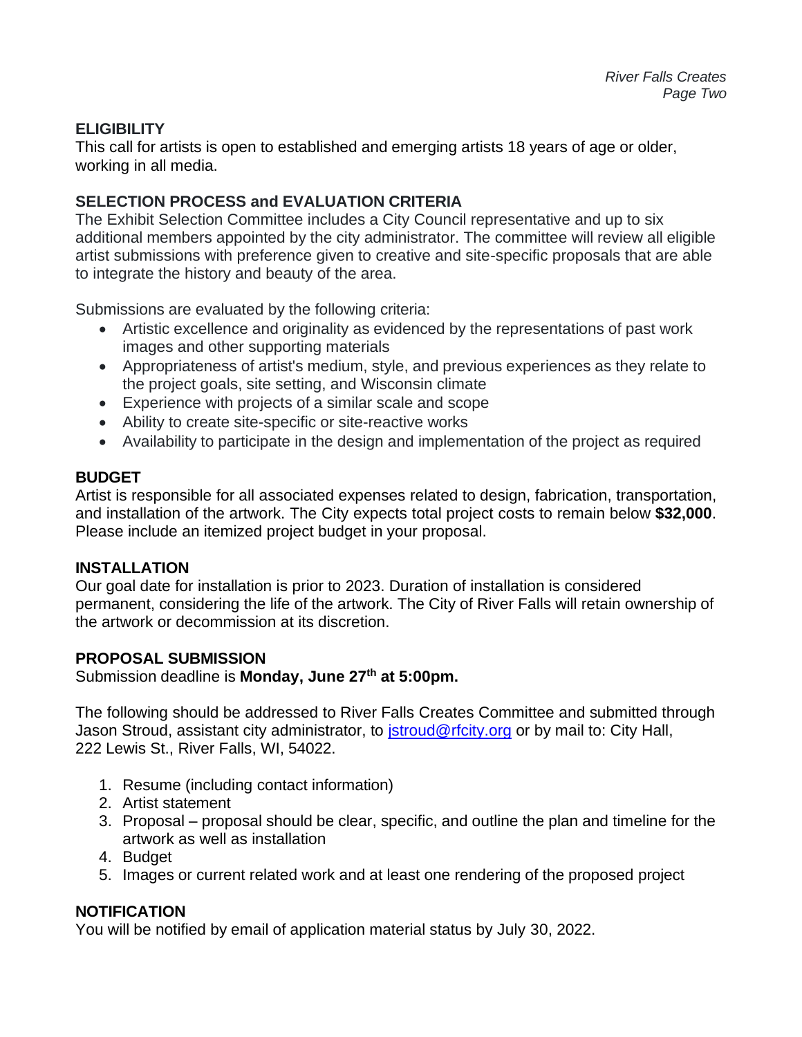## ELIGIBILITY

This call for artists is open to established and emerging artists 18 years of age or older, working in all media.

## SELECTION PROCESS and EVALUATION CRITERIA

The Exhibit Selection Committee includes a City Council representative and up to six additional members appointed by the city administrator. The committee will review all eligible artist submissions with preference given to creative and site-specific proposals that are able to integrate the history and beauty of the area.

Submissions are evaluated by the following criteria:

- Artistic excellence and originality as evidenced by the representations of past work images and other supporting materials
- Appropriateness of artist's medium, style, and previous experiences as they relate to the project goals, site setting, and Wisconsin climate
- Experience with projects of a similar scale and scope
- Ability to create site-specific or site-reactive works
- Availability to participate in the design and implementation of the project as required

## BUDGET

Artist is responsible for all associated expenses related to design, fabrication, transportation, and installation of the artwork. The City expects total project costs to remain below **$32,000**. Please include an itemized project budget in your proposal.

## INSTALLATION

Our goal date for installation is prior to 2023. Duration of installation is considered permanent, considering the life of the artwork. The City of River Falls will retain ownership of the artwork or decommission at its discretion.

## PROPOSAL SUBMISSION

Submission deadline is **Monday, June 27th at 5:00pm.**

The following should be addressed to River Falls Creates Committee and submitted through Jason Stroud, assistant city administrator, to jstroud@rfcity.org or by mail to: City Hall, 222 Lewis St., River Falls, WI, 54022.

1. Resume (including contact information)
2. Artist statement
3. Proposal – proposal should be clear, specific, and outline the plan and timeline for the artwork as well as installation
4. Budget
5. Images or current related work and at least one rendering of the proposed project

## NOTIFICATION

You will be notified by email of application material status by July 30, 2022.